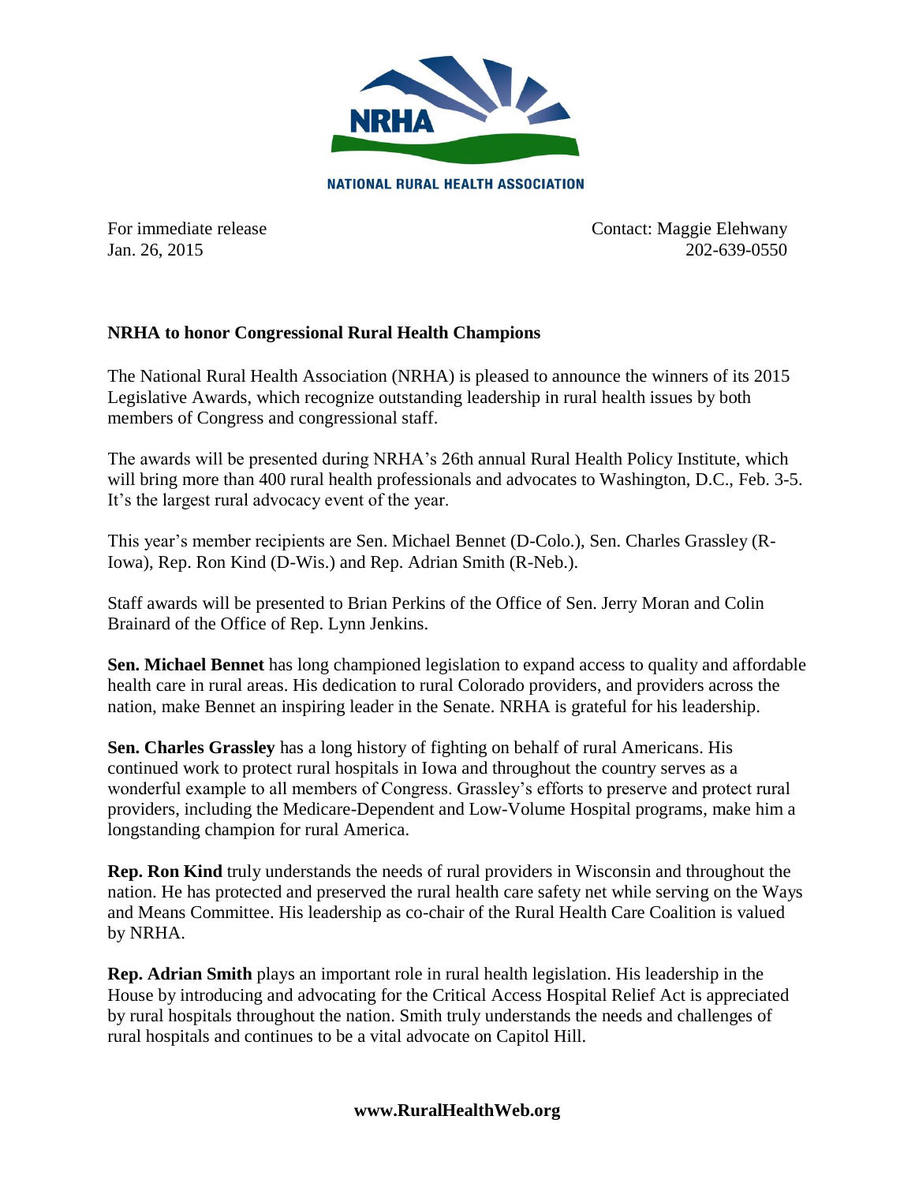NATIONAL RURAL HEALTH ASSOCIATION

For immediate release
Jan. 26, 2015

Contact: Maggie Elehwany
202-639-0550

**NRHA to honor Congressional Rural Health Champions**

The National Rural Health Association (NRHA) is pleased to announce the winners of its 2015 Legislative Awards, which recognize outstanding leadership in rural health issues by both members of Congress and congressional staff.

The awards will be presented during NRHA's 26th annual Rural Health Policy Institute, which will bring more than 400 rural health professionals and advocates to Washington, D.C., Feb. 3-5. It's the largest rural advocacy event of the year.

This year's member recipients are Sen. Michael Bennet (D-Colo.), Sen. Charles Grassley (R-Iowa), Rep. Ron Kind (D-Wis.) and Rep. Adrian Smith (R-Neb.).

Staff awards will be presented to Brian Perkins of the Office of Sen. Jerry Moran and Colin Brainard of the Office of Rep. Lynn Jenkins.

**Sen. Michael Bennet** has long championed legislation to expand access to quality and affordable health care in rural areas. His dedication to rural Colorado providers, and providers across the nation, make Bennet an inspiring leader in the Senate. NRHA is grateful for his leadership.

**Sen. Charles Grassley** has a long history of fighting on behalf of rural Americans. His continued work to protect rural hospitals in Iowa and throughout the country serves as a wonderful example to all members of Congress. Grassley's efforts to preserve and protect rural providers, including the Medicare-Dependent and Low-Volume Hospital programs, make him a longstanding champion for rural America.

**Rep. Ron Kind** truly understands the needs of rural providers in Wisconsin and throughout the nation. He has protected and preserved the rural health care safety net while serving on the Ways and Means Committee. His leadership as co-chair of the Rural Health Care Coalition is valued by NRHA.

**Rep. Adrian Smith** plays an important role in rural health legislation. His leadership in the House by introducing and advocating for the Critical Access Hospital Relief Act is appreciated by rural hospitals throughout the nation. Smith truly understands the needs and challenges of rural hospitals and continues to be a vital advocate on Capitol Hill.

**www.RuralHealthWeb.org**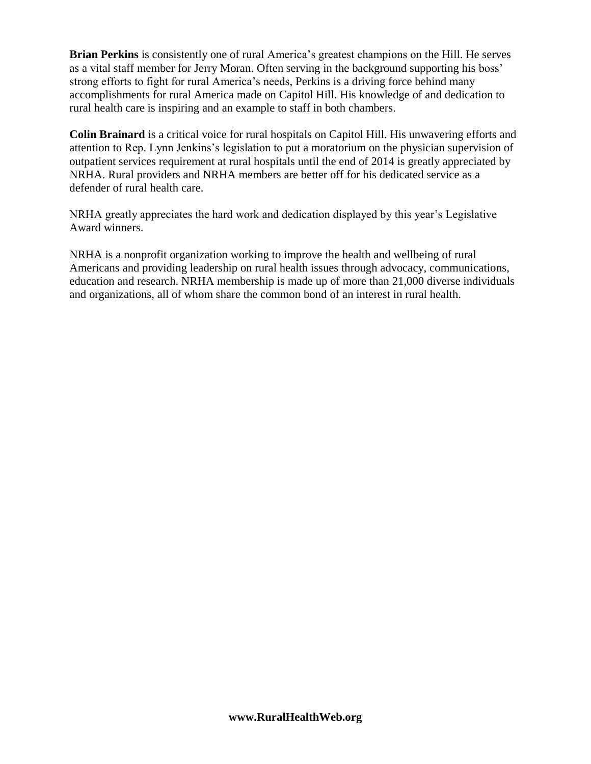**Brian Perkins** is consistently one of rural America's greatest champions on the Hill. He serves as a vital staff member for Jerry Moran. Often serving in the background supporting his boss' strong efforts to fight for rural America's needs, Perkins is a driving force behind many accomplishments for rural America made on Capitol Hill. His knowledge of and dedication to rural health care is inspiring and an example to staff in both chambers.

**Colin Brainard** is a critical voice for rural hospitals on Capitol Hill. His unwavering efforts and attention to Rep. Lynn Jenkins's legislation to put a moratorium on the physician supervision of outpatient services requirement at rural hospitals until the end of 2014 is greatly appreciated by NRHA. Rural providers and NRHA members are better off for his dedicated service as a defender of rural health care.

NRHA greatly appreciates the hard work and dedication displayed by this year's Legislative Award winners.

NRHA is a nonprofit organization working to improve the health and wellbeing of rural Americans and providing leadership on rural health issues through advocacy, communications, education and research. NRHA membership is made up of more than 21,000 diverse individuals and organizations, all of whom share the common bond of an interest in rural health.

**www.RuralHealthWeb.org**